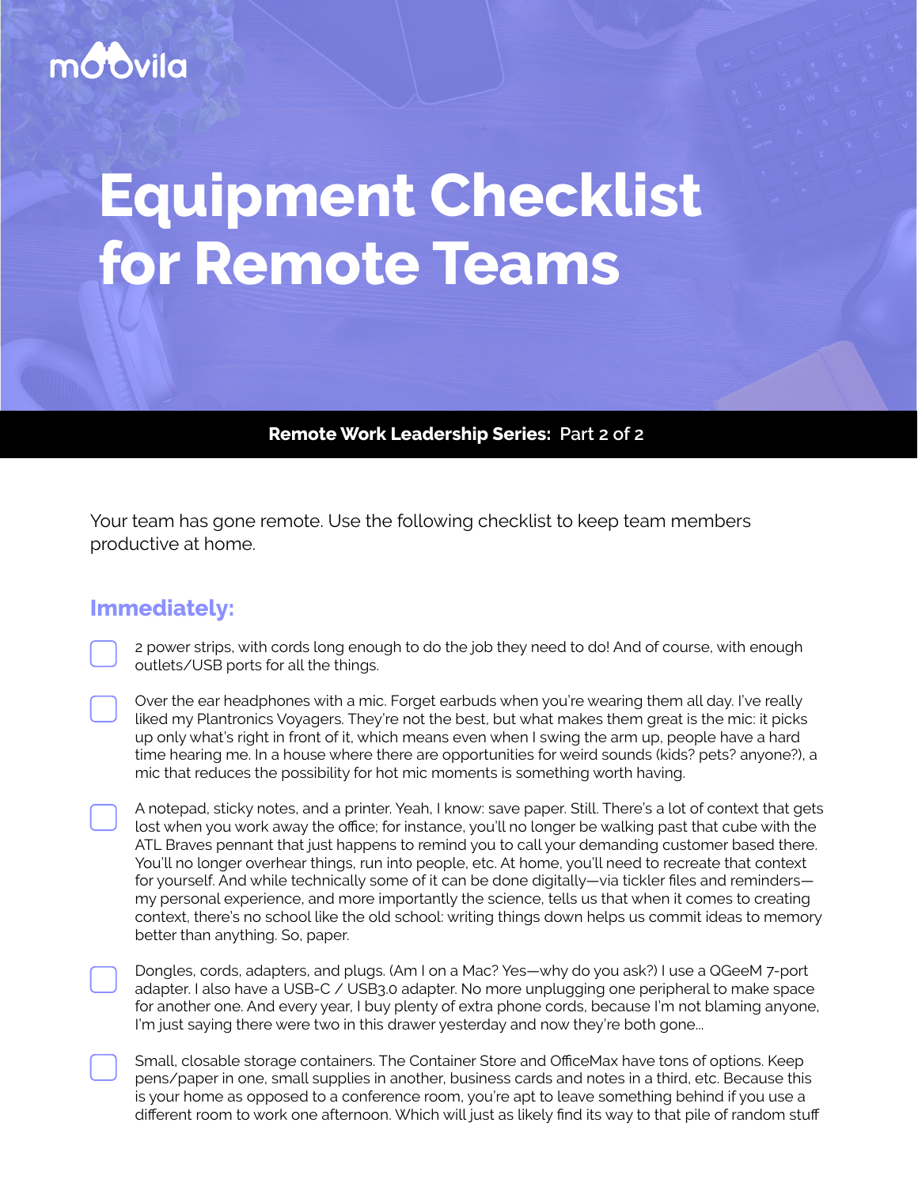moovila

# Equipment Checklist for Remote Teams

**Remote Work Leadership Series:** Part 2 of 2

Your team has gone remote. Use the following checklist to keep team members productive at home.

## Immediately:

- [ ] 2 power strips, with cords long enough to do the job they need to do! And of course, with enough outlets/USB ports for all the things.

- [ ] Over the ear headphones with a mic. Forget earbuds when you're wearing them all day. I've really liked my Plantronics Voyagers. They're not the best, but what makes them great is the mic: it picks up only what's right in front of it, which means even when I swing the arm up, people have a hard time hearing me. In a house where there are opportunities for weird sounds (kids? pets? anyone?), a mic that reduces the possibility for hot mic moments is something worth having.

- [ ] A notepad, sticky notes, and a printer. Yeah, I know: save paper. Still. There's a lot of context that gets lost when you work away the office; for instance, you'll no longer be walking past that cube with the ATL Braves pennant that just happens to remind you to call your demanding customer based there. You'll no longer overhear things, run into people, etc. At home, you'll need to recreate that context for yourself. And while technically some of it can be done digitally—via tickler files and reminders—my personal experience, and more importantly the science, tells us that when it comes to creating context, there's no school like the old school: writing things down helps us commit ideas to memory better than anything. So, paper.

- [ ] Dongles, cords, adapters, and plugs. (Am I on a Mac? Yes—why do you ask?) I use a QGeeM 7-port adapter. I also have a USB-C / USB3.0 adapter. No more unplugging one peripheral to make space for another one. And every year, I buy plenty of extra phone cords, because I'm not blaming anyone, I'm just saying there were two in this drawer yesterday and now they're both gone...

- [ ] Small, closable storage containers. The Container Store and OfficeMax have tons of options. Keep pens/paper in one, small supplies in another, business cards and notes in a third, etc. Because this is your home as opposed to a conference room, you're apt to leave something behind if you use a different room to work one afternoon. Which will just as likely find its way to that pile of random stuff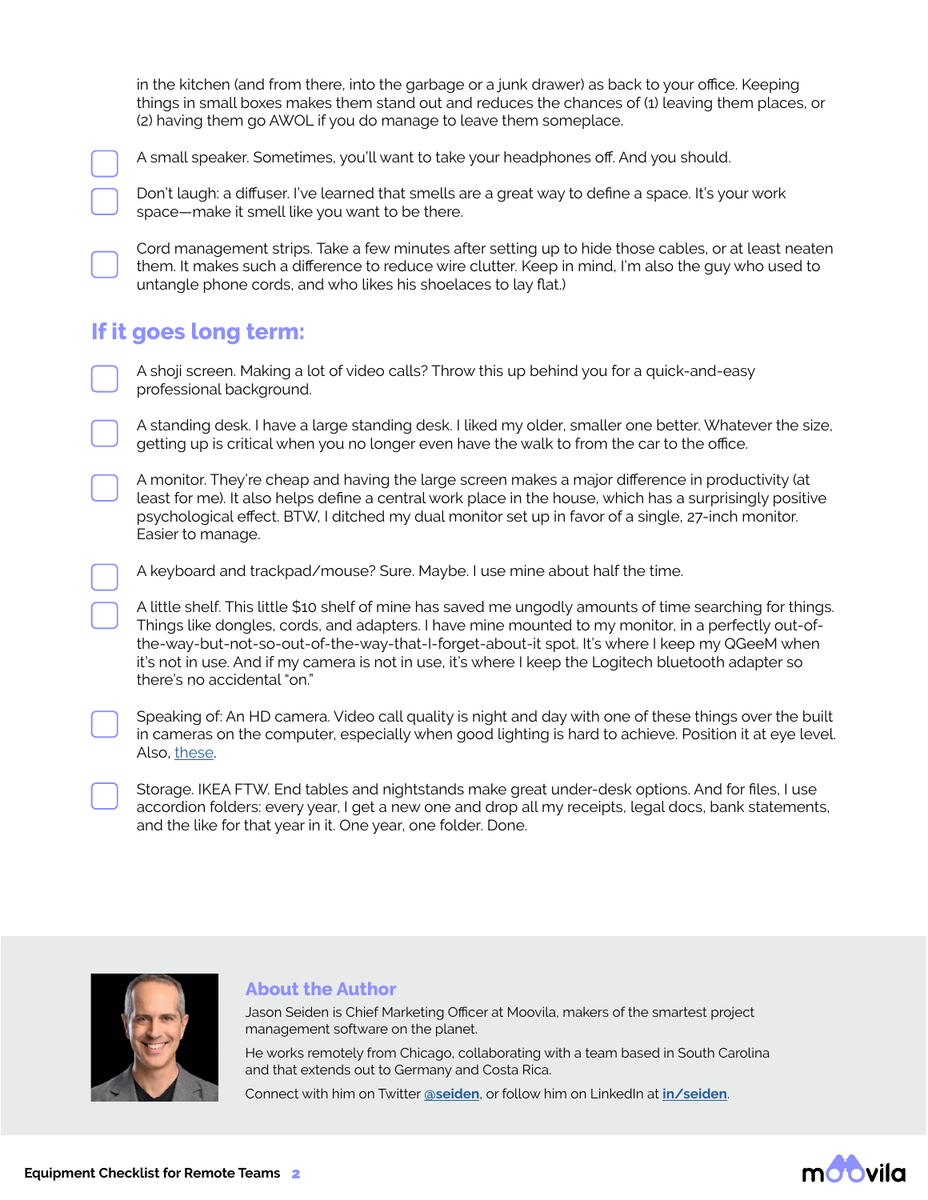in the kitchen (and from there, into the garbage or a junk drawer) as back to your office. Keeping things in small boxes makes them stand out and reduces the chances of (1) leaving them places, or (2) having them go AWOL if you do manage to leave them someplace.

- [ ] A small speaker. Sometimes, you'll want to take your headphones off. And you should.
- [ ] Don't laugh: a diffuser. I've learned that smells are a great way to define a space. It's your work space—make it smell like you want to be there.
- [ ] Cord management strips. Take a few minutes after setting up to hide those cables, or at least neaten them. It makes such a difference to reduce wire clutter. Keep in mind, I'm also the guy who used to untangle phone cords, and who likes his shoelaces to lay flat.)

## If it goes long term:

- [ ] A shoji screen. Making a lot of video calls? Throw this up behind you for a quick-and-easy professional background.
- [ ] A standing desk. I have a large standing desk. I liked my older, smaller one better. Whatever the size, getting up is critical when you no longer even have the walk to from the car to the office.
- [ ] A monitor. They're cheap and having the large screen makes a major difference in productivity (at least for me). It also helps define a central work place in the house, which has a surprisingly positive psychological effect. BTW, I ditched my dual monitor set up in favor of a single, 27-inch monitor. Easier to manage.
- [ ] A keyboard and trackpad/mouse? Sure. Maybe. I use mine about half the time.
- [ ] A little shelf. This little $10 shelf of mine has saved me ungodly amounts of time searching for things. Things like dongles, cords, and adapters. I have mine mounted to my monitor, in a perfectly out-of-the-way-but-not-so-out-of-the-way-that-I-forget-about-it spot. It's where I keep my QGeeM when it's not in use. And if my camera is not in use, it's where I keep the Logitech bluetooth adapter so there's no accidental "on."
- [ ] Speaking of: An HD camera. Video call quality is night and day with one of these things over the built in cameras on the computer, especially when good lighting is hard to achieve. Position it at eye level. Also, [these](#).
- [ ] Storage. IKEA FTW. End tables and nightstands make great under-desk options. And for files, I use accordion folders: every year, I get a new one and drop all my receipts, legal docs, bank statements, and the like for that year in it. One year, one folder. Done.

### About the Author

Jason Seiden is Chief Marketing Officer at Moovila, makers of the smartest project management software on the planet.

He works remotely from Chicago, collaborating with a team based in South Carolina and that extends out to Germany and Costa Rica.

Connect with him on Twitter **[@seiden](#)**, or follow him on LinkedIn at **[in/seiden](#)**.